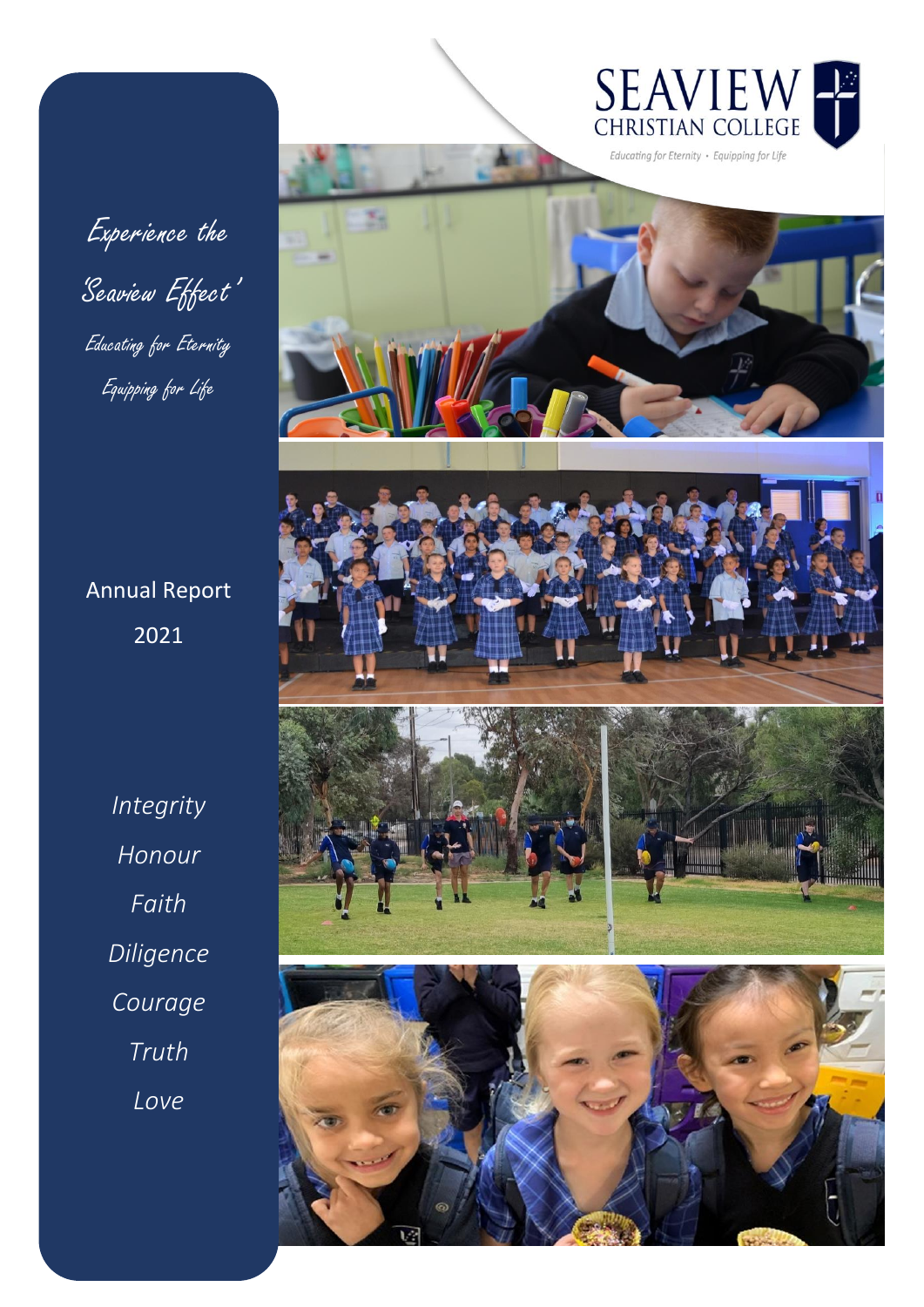SEAVIEW CHRISTIAN COLLEGE

*Educating for Eternity • Equipping for Life*

*Experience the 'Seaview Effect'*

*Educating for Eternity*

*Equipping for Life*

# Annual Report 2021

*Integrity*

*Honour*

*Faith*

*Diligence*

*Courage*

*Truth*

*Love*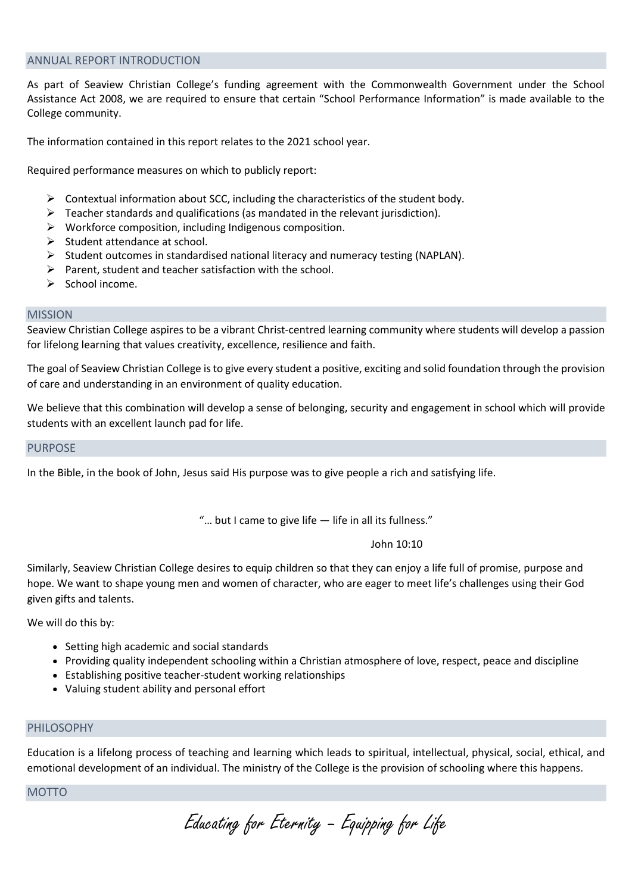## ANNUAL REPORT INTRODUCTION

As part of Seaview Christian College's funding agreement with the Commonwealth Government under the School Assistance Act 2008, we are required to ensure that certain "School Performance Information" is made available to the College community.

The information contained in this report relates to the 2021 school year.

Required performance measures on which to publicly report:

- Contextual information about SCC, including the characteristics of the student body.
- Teacher standards and qualifications (as mandated in the relevant jurisdiction).
- Workforce composition, including Indigenous composition.
- Student attendance at school.
- Student outcomes in standardised national literacy and numeracy testing (NAPLAN).
- Parent, student and teacher satisfaction with the school.
- School income.

## MISSION

Seaview Christian College aspires to be a vibrant Christ-centred learning community where students will develop a passion for lifelong learning that values creativity, excellence, resilience and faith.

The goal of Seaview Christian College is to give every student a positive, exciting and solid foundation through the provision of care and understanding in an environment of quality education.

We believe that this combination will develop a sense of belonging, security and engagement in school which will provide students with an excellent launch pad for life.

## PURPOSE

In the Bible, in the book of John, Jesus said His purpose was to give people a rich and satisfying life.

"… but I came to give life — life in all its fullness."

John 10:10

Similarly, Seaview Christian College desires to equip children so that they can enjoy a life full of promise, purpose and hope. We want to shape young men and women of character, who are eager to meet life's challenges using their God given gifts and talents.

We will do this by:

- Setting high academic and social standards
- Providing quality independent schooling within a Christian atmosphere of love, respect, peace and discipline
- Establishing positive teacher-student working relationships
- Valuing student ability and personal effort

## PHILOSOPHY

Education is a lifelong process of teaching and learning which leads to spiritual, intellectual, physical, social, ethical, and emotional development of an individual. The ministry of the College is the provision of schooling where this happens.

## MOTTO

*Educating for Eternity – Equipping for Life*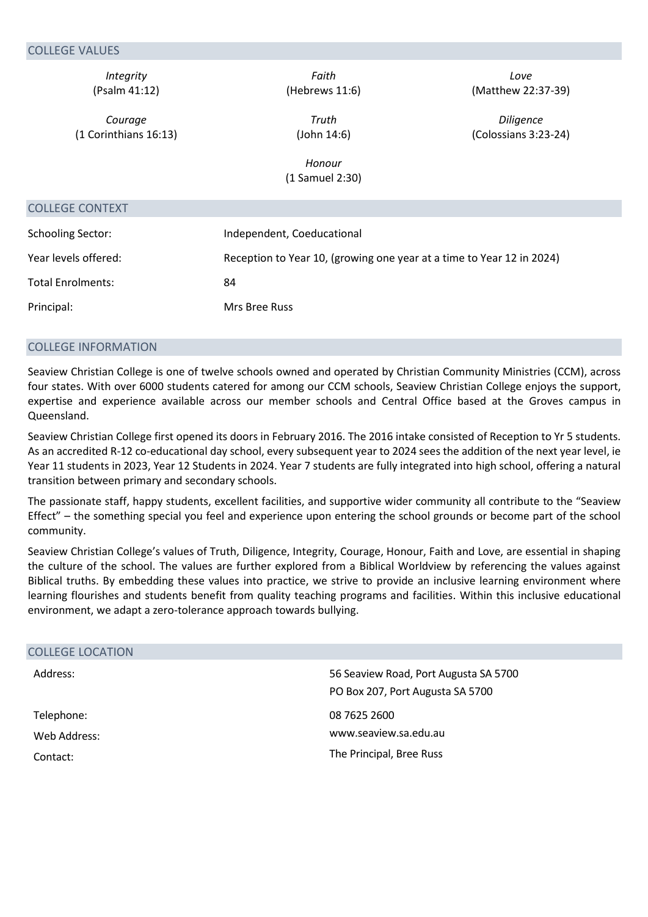## COLLEGE VALUES

| | | |
|---|---|---|
| *Integrity* (Psalm 41:12) | *Faith* (Hebrews 11:6) | *Love* (Matthew 22:37-39) |
| *Courage* (1 Corinthians 16:13) | *Truth* (John 14:6) | *Diligence* (Colossians 3:23-24) |
| | *Honour* (1 Samuel 2:30) | |

## COLLEGE CONTEXT

| | |
|---|---|
| Schooling Sector: | Independent, Coeducational |
| Year levels offered: | Reception to Year 10, (growing one year at a time to Year 12 in 2024) |
| Total Enrolments: | 84 |
| Principal: | Mrs Bree Russ |

## COLLEGE INFORMATION

Seaview Christian College is one of twelve schools owned and operated by Christian Community Ministries (CCM), across four states. With over 6000 students catered for among our CCM schools, Seaview Christian College enjoys the support, expertise and experience available across our member schools and Central Office based at the Groves campus in Queensland.

Seaview Christian College first opened its doors in February 2016. The 2016 intake consisted of Reception to Yr 5 students. As an accredited R-12 co-educational day school, every subsequent year to 2024 sees the addition of the next year level, ie Year 11 students in 2023, Year 12 Students in 2024. Year 7 students are fully integrated into high school, offering a natural transition between primary and secondary schools.

The passionate staff, happy students, excellent facilities, and supportive wider community all contribute to the "Seaview Effect" – the something special you feel and experience upon entering the school grounds or become part of the school community.

Seaview Christian College's values of Truth, Diligence, Integrity, Courage, Honour, Faith and Love, are essential in shaping the culture of the school. The values are further explored from a Biblical Worldview by referencing the values against Biblical truths. By embedding these values into practice, we strive to provide an inclusive learning environment where learning flourishes and students benefit from quality teaching programs and facilities. Within this inclusive educational environment, we adapt a zero-tolerance approach towards bullying.

## COLLEGE LOCATION

| | |
|---|---|
| Address: | 56 Seaview Road, Port Augusta SA 5700<br>PO Box 207, Port Augusta SA 5700 |
| Telephone: | 08 7625 2600 |
| Web Address: | www.seaview.sa.edu.au |
| Contact: | The Principal, Bree Russ |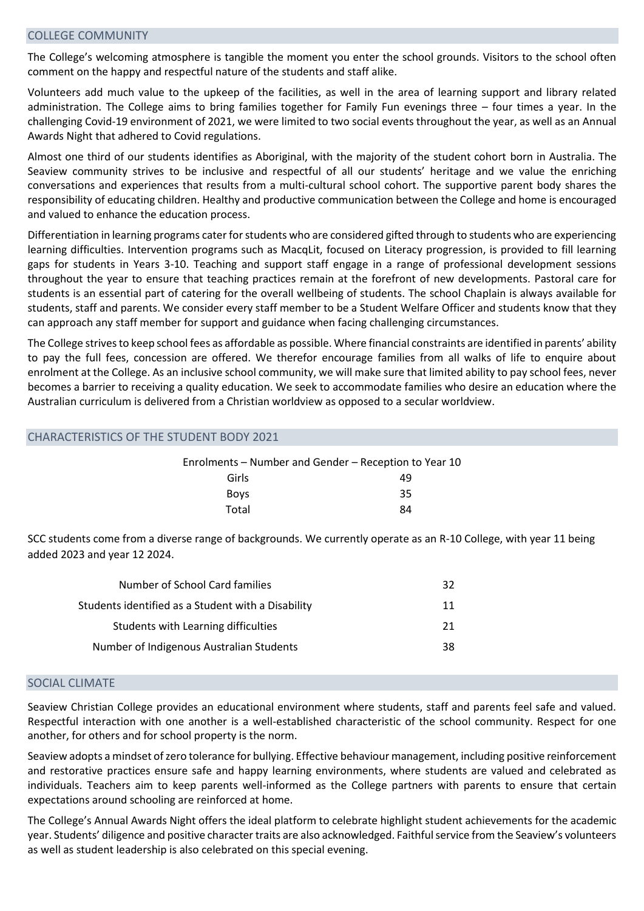## COLLEGE COMMUNITY

The College's welcoming atmosphere is tangible the moment you enter the school grounds. Visitors to the school often comment on the happy and respectful nature of the students and staff alike.

Volunteers add much value to the upkeep of the facilities, as well in the area of learning support and library related administration. The College aims to bring families together for Family Fun evenings three – four times a year. In the challenging Covid-19 environment of 2021, we were limited to two social events throughout the year, as well as an Annual Awards Night that adhered to Covid regulations.

Almost one third of our students identifies as Aboriginal, with the majority of the student cohort born in Australia. The Seaview community strives to be inclusive and respectful of all our students' heritage and we value the enriching conversations and experiences that results from a multi-cultural school cohort. The supportive parent body shares the responsibility of educating children. Healthy and productive communication between the College and home is encouraged and valued to enhance the education process.

Differentiation in learning programs cater for students who are considered gifted through to students who are experiencing learning difficulties. Intervention programs such as MacqLit, focused on Literacy progression, is provided to fill learning gaps for students in Years 3-10. Teaching and support staff engage in a range of professional development sessions throughout the year to ensure that teaching practices remain at the forefront of new developments. Pastoral care for students is an essential part of catering for the overall wellbeing of students. The school Chaplain is always available for students, staff and parents. We consider every staff member to be a Student Welfare Officer and students know that they can approach any staff member for support and guidance when facing challenging circumstances.

The College strives to keep school fees as affordable as possible. Where financial constraints are identified in parents' ability to pay the full fees, concession are offered. We therefor encourage families from all walks of life to enquire about enrolment at the College. As an inclusive school community, we will make sure that limited ability to pay school fees, never becomes a barrier to receiving a quality education. We seek to accommodate families who desire an education where the Australian curriculum is delivered from a Christian worldview as opposed to a secular worldview.

## CHARACTERISTICS OF THE STUDENT BODY 2021

| Enrolments – Number and Gender – Reception to Year 10 | |
|---|---|
| Girls | 49 |
| Boys | 35 |
| Total | 84 |

SCC students come from a diverse range of backgrounds. We currently operate as an R-10 College, with year 11 being added 2023 and year 12 2024.

| | |
|---|---|
| Number of School Card families | 32 |
| Students identified as a Student with a Disability | 11 |
| Students with Learning difficulties | 21 |
| Number of Indigenous Australian Students | 38 |

## SOCIAL CLIMATE

Seaview Christian College provides an educational environment where students, staff and parents feel safe and valued. Respectful interaction with one another is a well-established characteristic of the school community. Respect for one another, for others and for school property is the norm.

Seaview adopts a mindset of zero tolerance for bullying. Effective behaviour management, including positive reinforcement and restorative practices ensure safe and happy learning environments, where students are valued and celebrated as individuals. Teachers aim to keep parents well-informed as the College partners with parents to ensure that certain expectations around schooling are reinforced at home.

The College's Annual Awards Night offers the ideal platform to celebrate highlight student achievements for the academic year. Students' diligence and positive character traits are also acknowledged. Faithful service from the Seaview's volunteers as well as student leadership is also celebrated on this special evening.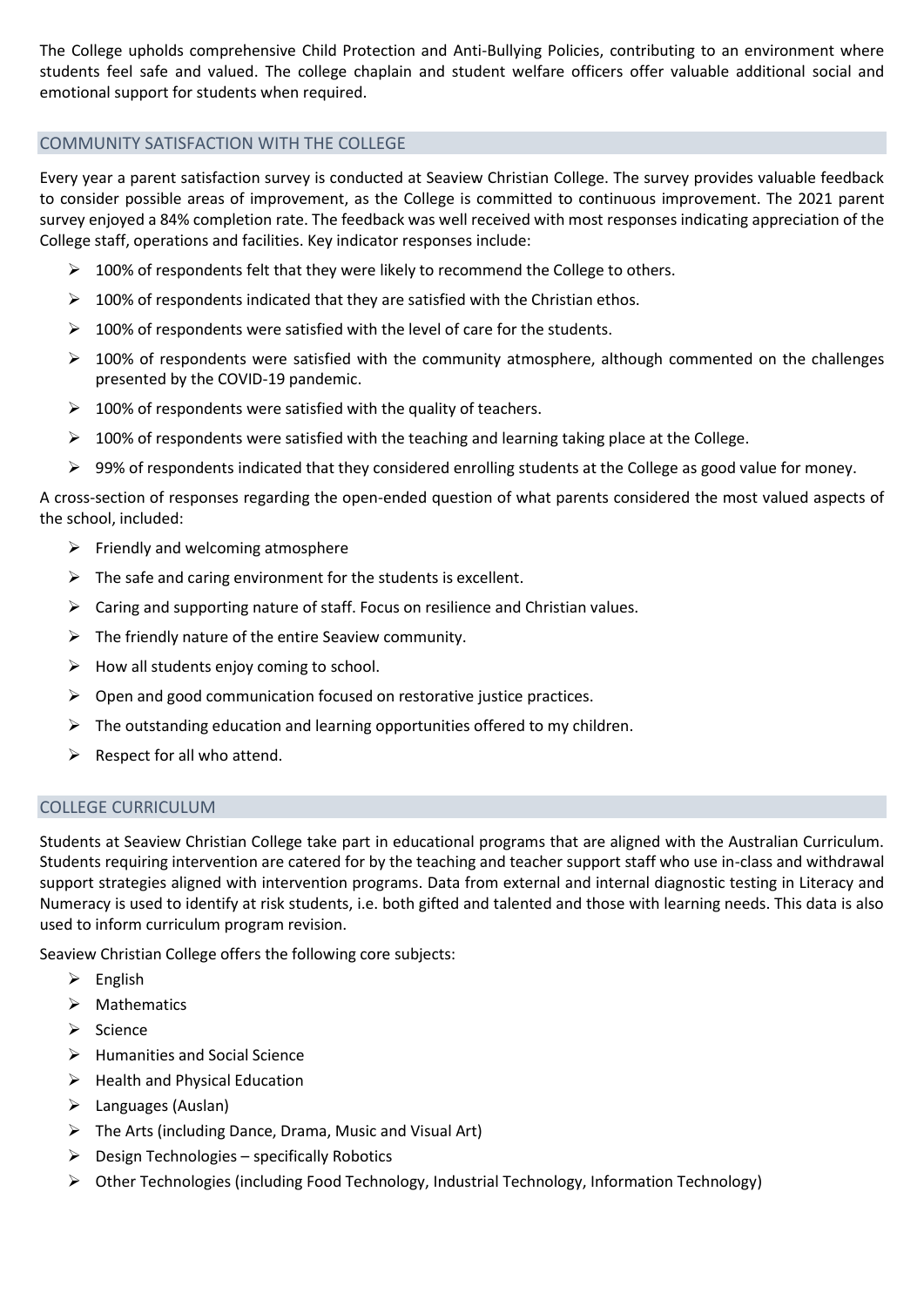The College upholds comprehensive Child Protection and Anti-Bullying Policies, contributing to an environment where students feel safe and valued. The college chaplain and student welfare officers offer valuable additional social and emotional support for students when required.

## COMMUNITY SATISFACTION WITH THE COLLEGE

Every year a parent satisfaction survey is conducted at Seaview Christian College. The survey provides valuable feedback to consider possible areas of improvement, as the College is committed to continuous improvement. The 2021 parent survey enjoyed a 84% completion rate. The feedback was well received with most responses indicating appreciation of the College staff, operations and facilities. Key indicator responses include:

- 100% of respondents felt that they were likely to recommend the College to others.
- 100% of respondents indicated that they are satisfied with the Christian ethos.
- 100% of respondents were satisfied with the level of care for the students.
- 100% of respondents were satisfied with the community atmosphere, although commented on the challenges presented by the COVID-19 pandemic.
- 100% of respondents were satisfied with the quality of teachers.
- 100% of respondents were satisfied with the teaching and learning taking place at the College.
- 99% of respondents indicated that they considered enrolling students at the College as good value for money.

A cross-section of responses regarding the open-ended question of what parents considered the most valued aspects of the school, included:

- Friendly and welcoming atmosphere
- The safe and caring environment for the students is excellent.
- Caring and supporting nature of staff. Focus on resilience and Christian values.
- The friendly nature of the entire Seaview community.
- How all students enjoy coming to school.
- Open and good communication focused on restorative justice practices.
- The outstanding education and learning opportunities offered to my children.
- Respect for all who attend.

## COLLEGE CURRICULUM

Students at Seaview Christian College take part in educational programs that are aligned with the Australian Curriculum. Students requiring intervention are catered for by the teaching and teacher support staff who use in-class and withdrawal support strategies aligned with intervention programs. Data from external and internal diagnostic testing in Literacy and Numeracy is used to identify at risk students, i.e. both gifted and talented and those with learning needs. This data is also used to inform curriculum program revision.

Seaview Christian College offers the following core subjects:

- English
- Mathematics
- Science
- Humanities and Social Science
- Health and Physical Education
- Languages (Auslan)
- The Arts (including Dance, Drama, Music and Visual Art)
- Design Technologies – specifically Robotics
- Other Technologies (including Food Technology, Industrial Technology, Information Technology)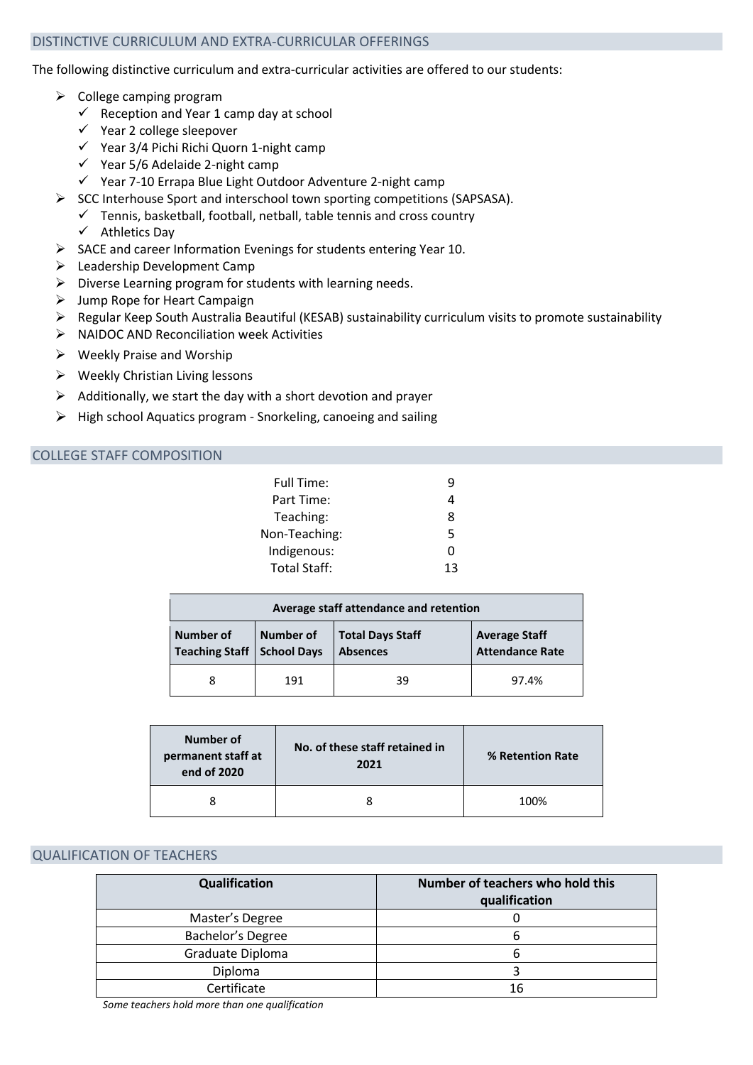## DISTINCTIVE CURRICULUM AND EXTRA-CURRICULAR OFFERINGS

The following distinctive curriculum and extra-curricular activities are offered to our students:

- College camping program
  - Reception and Year 1 camp day at school
  - Year 2 college sleepover
  - Year 3/4 Pichi Richi Quorn 1-night camp
  - Year 5/6 Adelaide 2-night camp
  - Year 7-10 Errapa Blue Light Outdoor Adventure 2-night camp
- SCC Interhouse Sport and interschool town sporting competitions (SAPSASA).
  - Tennis, basketball, football, netball, table tennis and cross country
  - Athletics Day
- SACE and career Information Evenings for students entering Year 10.
- Leadership Development Camp
- Diverse Learning program for students with learning needs.
- Jump Rope for Heart Campaign
- Regular Keep South Australia Beautiful (KESAB) sustainability curriculum visits to promote sustainability
- NAIDOC AND Reconciliation week Activities
- Weekly Praise and Worship
- Weekly Christian Living lessons
- Additionally, we start the day with a short devotion and prayer
- High school Aquatics program - Snorkeling, canoeing and sailing

## COLLEGE STAFF COMPOSITION

| | |
|---|---|
| Full Time: | 9 |
| Part Time: | 4 |
| Teaching: | 8 |
| Non-Teaching: | 5 |
| Indigenous: | 0 |
| Total Staff: | 13 |

| Average staff attendance and retention | | | |
|---|---|---|---|
| **Number of Teaching Staff** | **Number of School Days** | **Total Days Staff Absences** | **Average Staff Attendance Rate** |
| 8 | 191 | 39 | 97.4% |

| Number of permanent staff at end of 2020 | No. of these staff retained in 2021 | % Retention Rate |
|---|---|---|
| 8 | 8 | 100% |

## QUALIFICATION OF TEACHERS

| Qualification | Number of teachers who hold this qualification |
|---|---|
| Master's Degree | 0 |
| Bachelor's Degree | 6 |
| Graduate Diploma | 6 |
| Diploma | 3 |
| Certificate | 16 |

*Some teachers hold more than one qualification*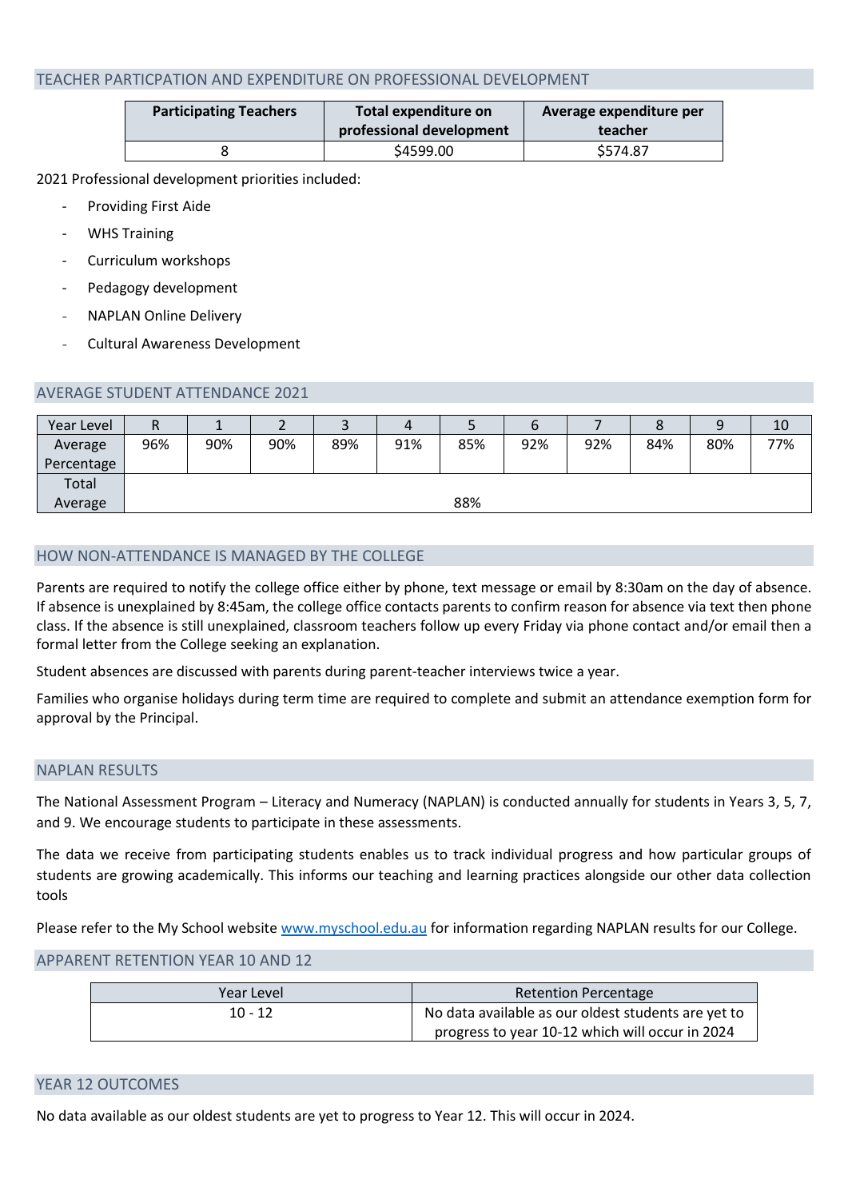## TEACHER PARTICPATION AND EXPENDITURE ON PROFESSIONAL DEVELOPMENT

| Participating Teachers | Total expenditure on professional development | Average expenditure per teacher |
|---|---|---|
| 8 | $4599.00 | $574.87 |

2021 Professional development priorities included:

- Providing First Aide
- WHS Training
- Curriculum workshops
- Pedagogy development
- NAPLAN Online Delivery
- Cultural Awareness Development

## AVERAGE STUDENT ATTENDANCE 2021

| Year Level | R | 1 | 2 | 3 | 4 | 5 | 6 | 7 | 8 | 9 | 10 |
|---|---|---|---|---|---|---|---|---|---|---|---|
| Average Percentage | 96% | 90% | 90% | 89% | 91% | 85% | 92% | 92% | 84% | 80% | 77% |
| Total Average | 88% | | | | | | | | | | |

## HOW NON-ATTENDANCE IS MANAGED BY THE COLLEGE

Parents are required to notify the college office either by phone, text message or email by 8:30am on the day of absence. If absence is unexplained by 8:45am, the college office contacts parents to confirm reason for absence via text then phone class. If the absence is still unexplained, classroom teachers follow up every Friday via phone contact and/or email then a formal letter from the College seeking an explanation.

Student absences are discussed with parents during parent-teacher interviews twice a year.

Families who organise holidays during term time are required to complete and submit an attendance exemption form for approval by the Principal.

## NAPLAN RESULTS

The National Assessment Program – Literacy and Numeracy (NAPLAN) is conducted annually for students in Years 3, 5, 7, and 9. We encourage students to participate in these assessments.

The data we receive from participating students enables us to track individual progress and how particular groups of students are growing academically. This informs our teaching and learning practices alongside our other data collection tools

Please refer to the My School website www.myschool.edu.au for information regarding NAPLAN results for our College.

## APPARENT RETENTION YEAR 10 AND 12

| Year Level | Retention Percentage |
|---|---|
| 10 - 12 | No data available as our oldest students are yet to progress to year 10-12 which will occur in 2024 |

## YEAR 12 OUTCOMES

No data available as our oldest students are yet to progress to Year 12. This will occur in 2024.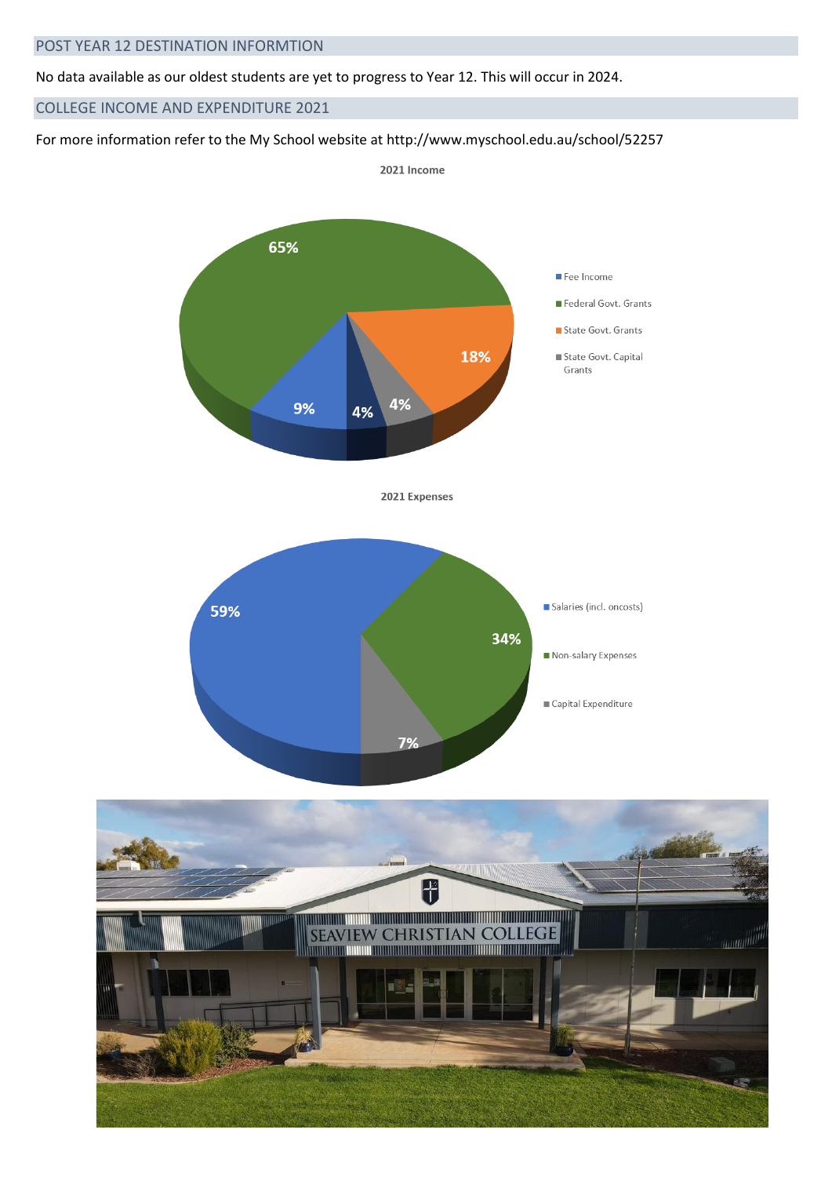## POST YEAR 12 DESTINATION INFORMTION

No data available as our oldest students are yet to progress to Year 12. This will occur in 2024.

## COLLEGE INCOME AND EXPENDITURE 2021

For more information refer to the My School website at http://www.myschool.edu.au/school/52257

2021 Income

65%
18%
4%
4%
9%

Fee Income
Federal Govt. Grants
State Govt. Grants
State Govt. Capital Grants

2021 Expenses

59%
34%
7%

Salaries (incl. oncosts)
Non-salary Expenses
Capital Expenditure